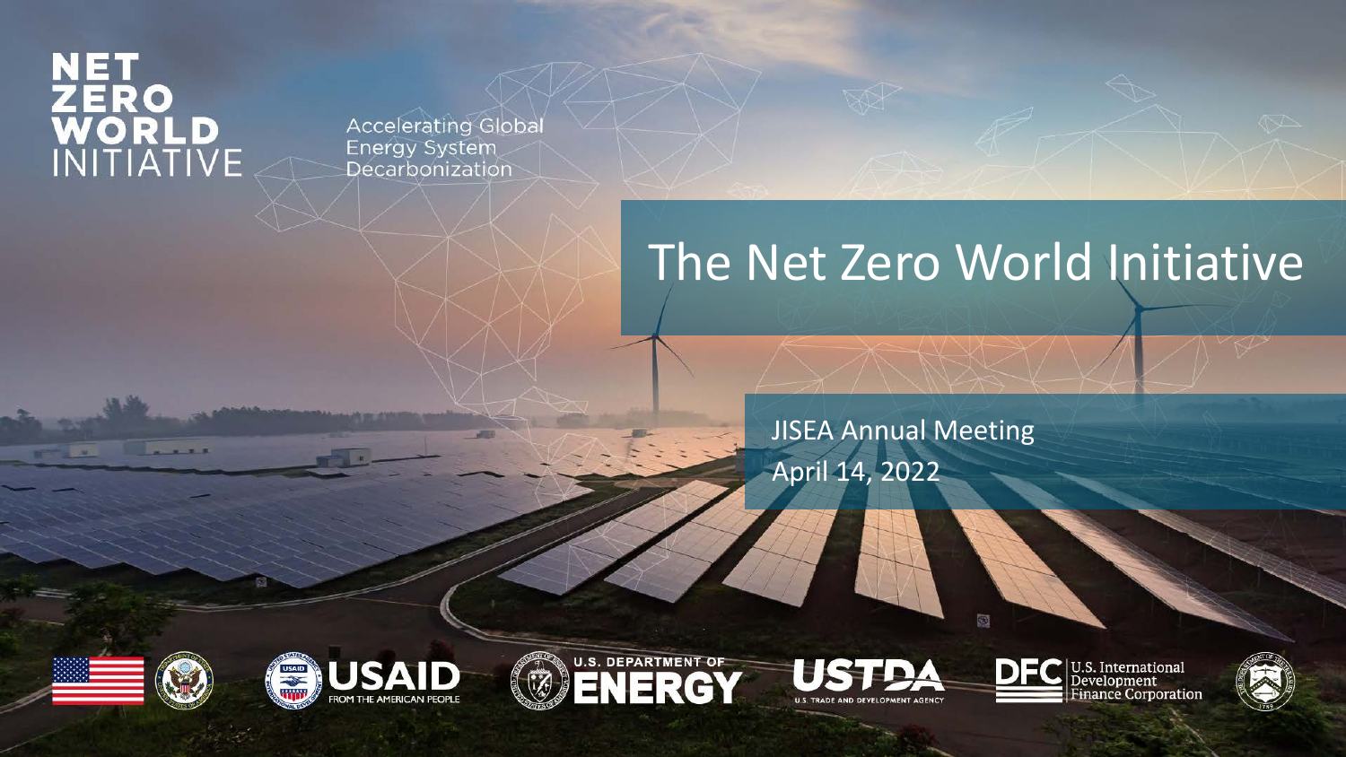NET ZERO WORLD INITIATIVE

Accelerating Global Energy System Decarbonization

# The Net Zero World Initiative

JISEA Annual Meeting

April 14, 2022

USAID FROM THE AMERICAN PEOPLE

U.S. DEPARTMENT OF ENERGY

USTDA U.S. TRADE AND DEVELOPMENT AGENCY

DFC U.S. International Development Finance Corporation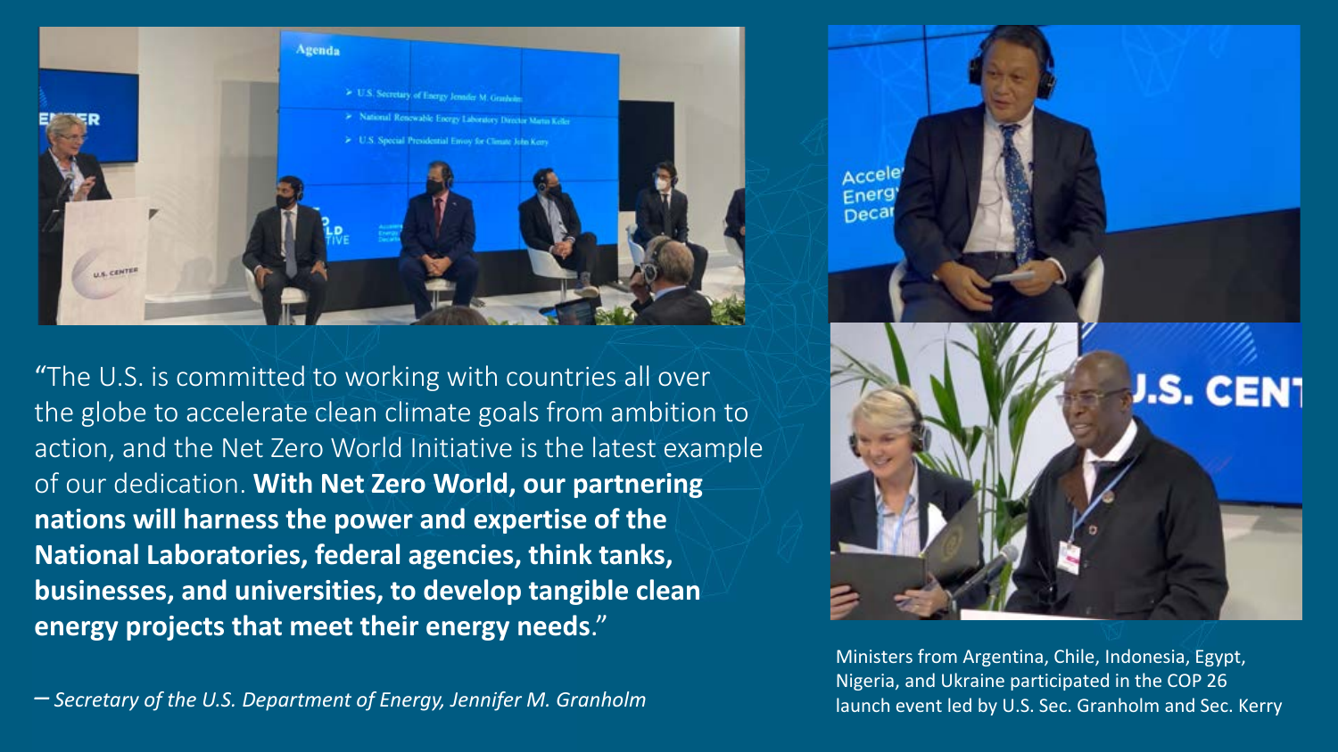"The U.S. is committed to working with countries all over the globe to accelerate clean climate goals from ambition to action, and the Net Zero World Initiative is the latest example of our dedication. **With Net Zero World, our partnering nations will harness the power and expertise of the National Laboratories, federal agencies, think tanks, businesses, and universities, to develop tangible clean energy projects that meet their energy needs**."

– *Secretary of the U.S. Department of Energy, Jennifer M. Granholm*

Ministers from Argentina, Chile, Indonesia, Egypt, Nigeria, and Ukraine participated in the COP 26 launch event led by U.S. Sec. Granholm and Sec. Kerry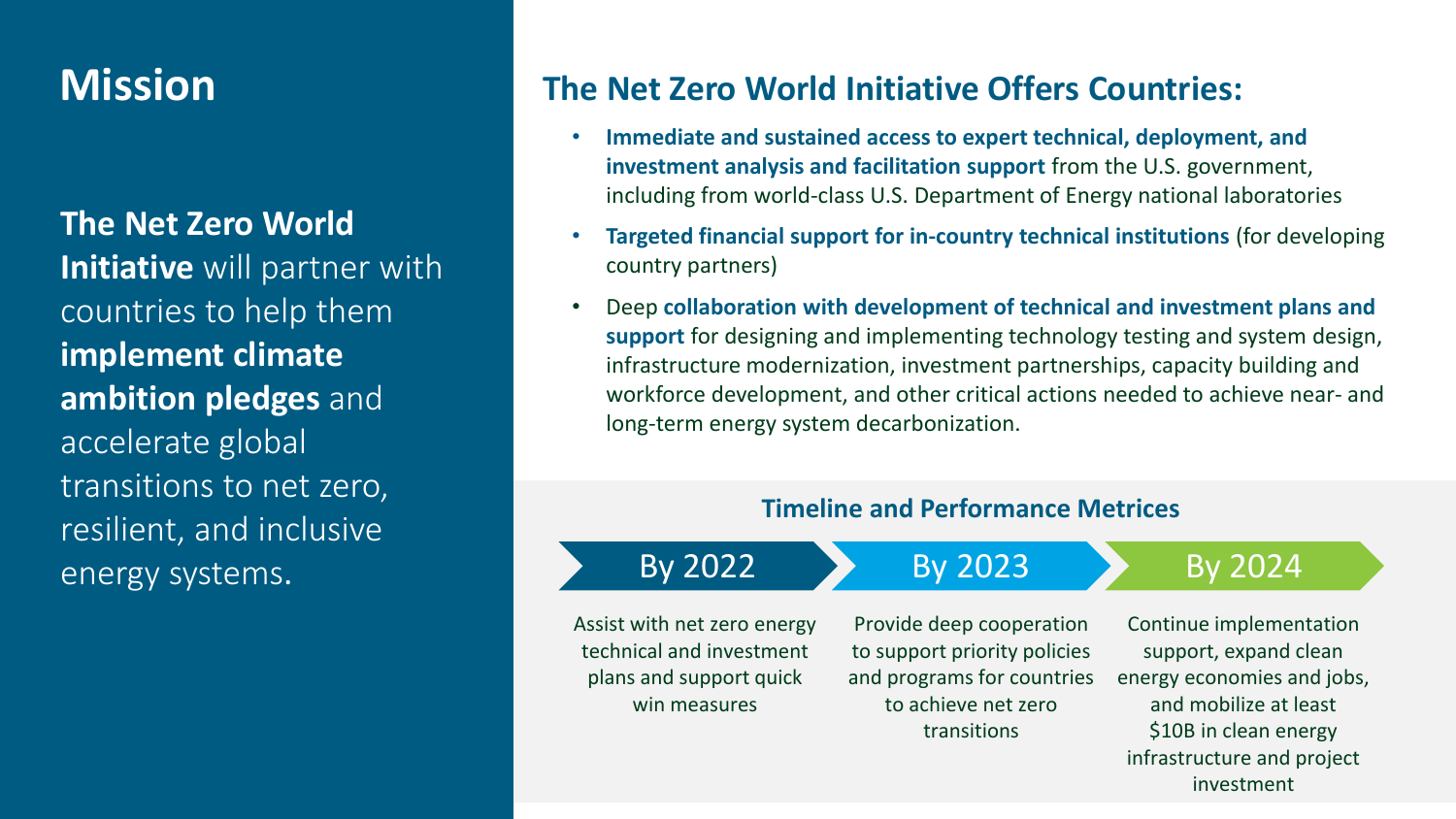## Mission

**The Net Zero World Initiative** will partner with countries to help them **implement climate ambition pledges** and accelerate global transitions to net zero, resilient, and inclusive energy systems.

## The Net Zero World Initiative Offers Countries:

- **Immediate and sustained access to expert technical, deployment, and investment analysis and facilitation support** from the U.S. government, including from world-class U.S. Department of Energy national laboratories
- **Targeted financial support for in-country technical institutions** (for developing country partners)
- Deep **collaboration with development of technical and investment plans and support** for designing and implementing technology testing and system design, infrastructure modernization, investment partnerships, capacity building and workforce development, and other critical actions needed to achieve near- and long-term energy system decarbonization.

### Timeline and Performance Metrices

| By 2022 | By 2023 | By 2024 |
| --- | --- | --- |
| Assist with net zero energy technical and investment plans and support quick win measures | Provide deep cooperation to support priority policies and programs for countries to achieve net zero transitions | Continue implementation support, expand clean energy economies and jobs, and mobilize at least $10B in clean energy infrastructure and project investment |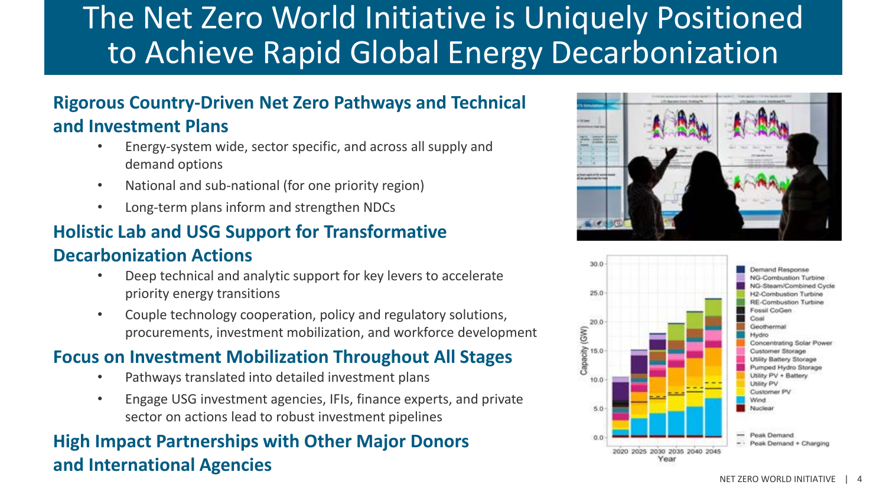# The Net Zero World Initiative is Uniquely Positioned to Achieve Rapid Global Energy Decarbonization

## Rigorous Country-Driven Net Zero Pathways and Technical and Investment Plans

- Energy-system wide, sector specific, and across all supply and demand options
- National and sub-national (for one priority region)
- Long-term plans inform and strengthen NDCs

## Holistic Lab and USG Support for Transformative Decarbonization Actions

- Deep technical and analytic support for key levers to accelerate priority energy transitions
- Couple technology cooperation, policy and regulatory solutions, procurements, investment mobilization, and workforce development

## Focus on Investment Mobilization Throughout All Stages

- Pathways translated into detailed investment plans
- Engage USG investment agencies, IFIs, finance experts, and private sector on actions lead to robust investment pipelines

## High Impact Partnerships with Other Major Donors and International Agencies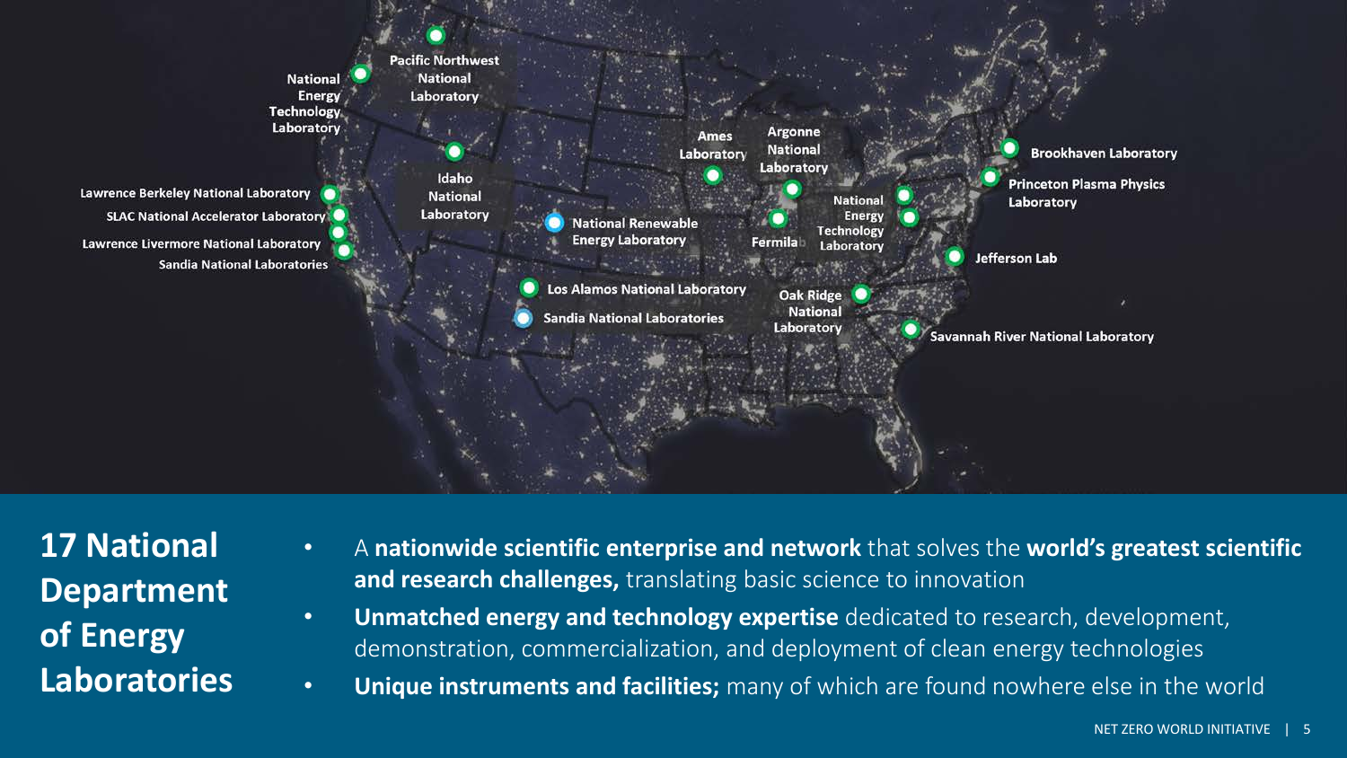National Energy Technology Laboratory

Pacific Northwest National Laboratory

Idaho National Laboratory

Lawrence Berkeley National Laboratory

SLAC National Accelerator Laboratory

Lawrence Livermore National Laboratory

Sandia National Laboratories

National Renewable Energy Laboratory

Los Alamos National Laboratory

Sandia National Laboratories

Ames Laboratory

Argonne National Laboratory

Fermilab

National Energy Technology Laboratory

Oak Ridge National Laboratory

Brookhaven Laboratory

Princeton Plasma Physics Laboratory

Jefferson Lab

Savannah River National Laboratory

# 17 National Department of Energy Laboratories

- A **nationwide scientific enterprise and network** that solves the **world's greatest scientific and research challenges,** translating basic science to innovation
- **Unmatched energy and technology expertise** dedicated to research, development, demonstration, commercialization, and deployment of clean energy technologies
- **Unique instruments and facilities;** many of which are found nowhere else in the world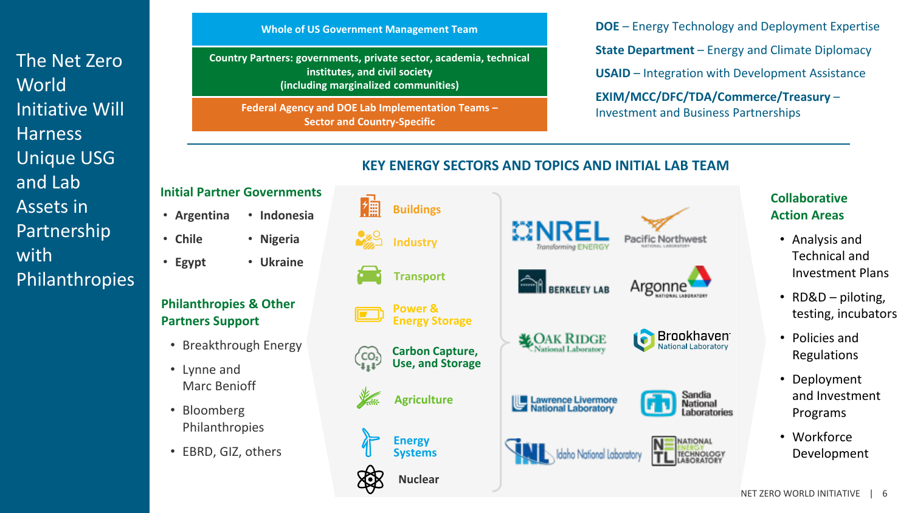# The Net Zero World Initiative Will Harness Unique USG and Lab Assets in Partnership with Philanthropies

**Whole of US Government Management Team**

**Country Partners: governments, private sector, academia, technical institutes, and civil society (including marginalized communities)**

**Federal Agency and DOE Lab Implementation Teams – Sector and Country-Specific**

**DOE** – Energy Technology and Deployment Expertise

**State Department** – Energy and Climate Diplomacy

**USAID** – Integration with Development Assistance

**EXIM/MCC/DFC/TDA/Commerce/Treasury** – Investment and Business Partnerships

## KEY ENERGY SECTORS AND TOPICS AND INITIAL LAB TEAM

### Initial Partner Governments

- **Argentina**
- **Chile**
- **Egypt**
- **Indonesia**
- **Nigeria**
- **Ukraine**

### Philanthropies & Other Partners Support

- Breakthrough Energy
- Lynne and Marc Benioff
- Bloomberg Philanthropies
- EBRD, GIZ, others

### Key Energy Sectors and Topics

- Buildings
- Industry
- Transport
- Power & Energy Storage
- Carbon Capture, Use, and Storage
- Agriculture
- Energy Systems
- Nuclear

### Initial Lab Team

- NREL – Transforming ENERGY
- Pacific Northwest National Laboratory
- Berkeley Lab
- Argonne National Laboratory
- Oak Ridge National Laboratory
- Brookhaven National Laboratory
- Lawrence Livermore National Laboratory
- Sandia National Laboratories
- INL – Idaho National Laboratory
- NETL – National Energy Technology Laboratory

### Collaborative Action Areas

- Analysis and Technical and Investment Plans
- RD&D – piloting, testing, incubators
- Policies and Regulations
- Deployment and Investment Programs
- Workforce Development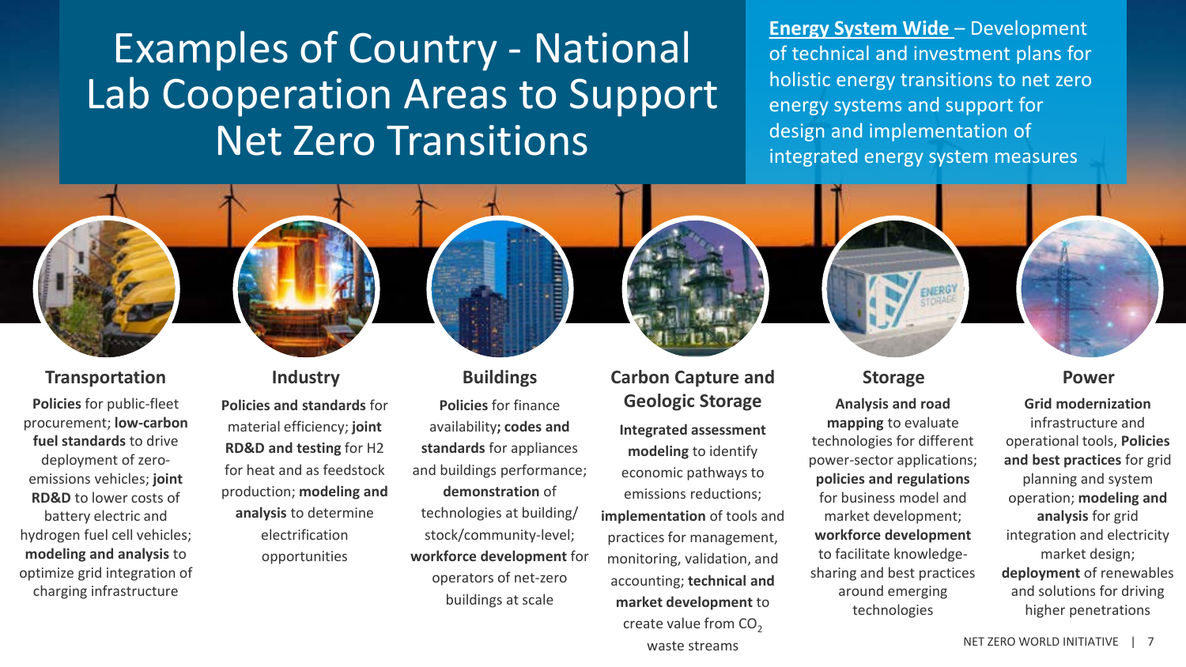# Examples of Country - National Lab Cooperation Areas to Support Net Zero Transitions

**Energy System Wide** – Development of technical and investment plans for holistic energy transitions to net zero energy systems and support for design and implementation of integrated energy system measures

### Transportation

**Policies** for public-fleet procurement; **low-carbon fuel standards** to drive deployment of zero-emissions vehicles; **joint RD&D** to lower costs of battery electric and hydrogen fuel cell vehicles; **modeling and analysis** to optimize grid integration of charging infrastructure

### Industry

**Policies and standards** for material efficiency; **joint RD&D and testing** for H2 for heat and as feedstock production; **modeling and analysis** to determine electrification opportunities

### Buildings

**Policies** for finance availability**; codes and standards** for appliances and buildings performance; **demonstration** of technologies at building/ stock/community-level; **workforce development** for operators of net-zero buildings at scale

### Carbon Capture and Geologic Storage

**Integrated assessment modeling** to identify economic pathways to emissions reductions; **implementation** of tools and practices for management, monitoring, validation, and accounting; **technical and market development** to create value from $CO_2$ waste streams

### Storage

**Analysis and road mapping** to evaluate technologies for different power-sector applications; **policies and regulations** for business model and market development; **workforce development** to facilitate knowledge-sharing and best practices around emerging technologies

### Power

**Grid modernization** infrastructure and operational tools, **Policies and best practices** for grid planning and system operation; **modeling and analysis** for grid integration and electricity market design; **deployment** of renewables and solutions for driving higher penetrations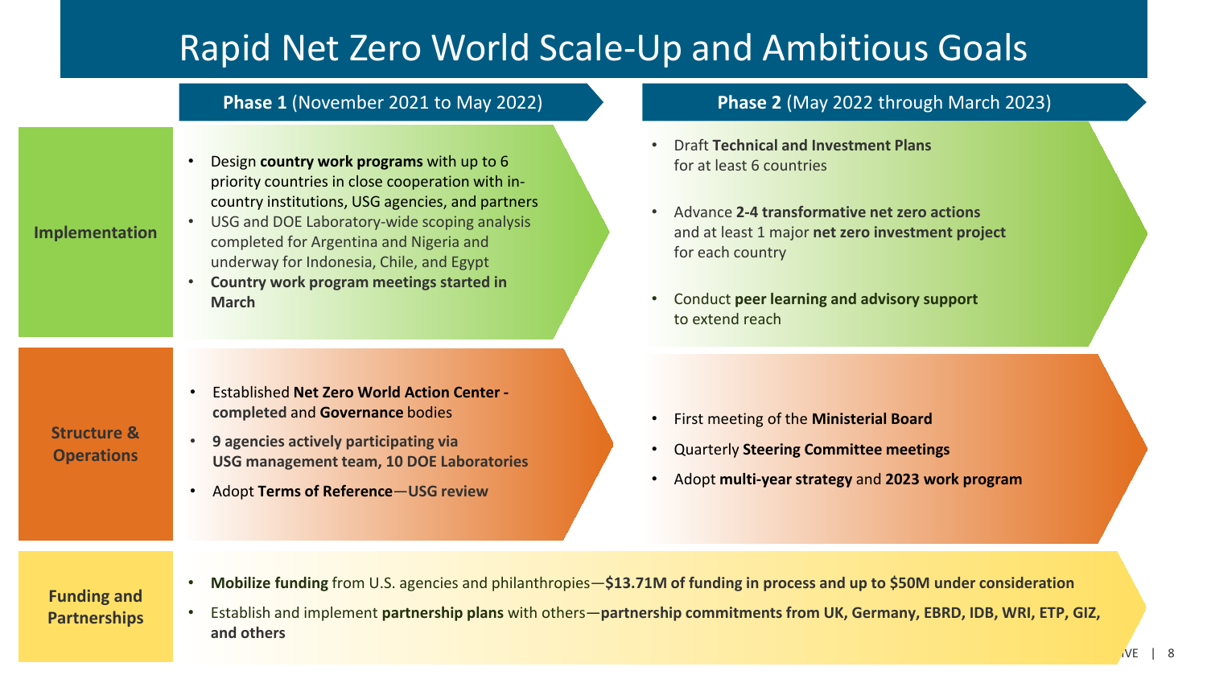# Rapid Net Zero World Scale-Up and Ambitious Goals

| | **Phase 1** (November 2021 to May 2022) | **Phase 2** (May 2022 through March 2023) |
|---|---|---|
| **Implementation** | • Design **country work programs** with up to 6 priority countries in close cooperation with in-country institutions, USG agencies, and partners<br>• USG and DOE Laboratory-wide scoping analysis completed for Argentina and Nigeria and underway for Indonesia, Chile, and Egypt<br>• **Country work program meetings started in March** | • Draft **Technical and Investment Plans** for at least 6 countries<br>• Advance **2-4 transformative net zero actions** and at least 1 major **net zero investment project** for each country<br>• Conduct **peer learning and advisory support** to extend reach |
| **Structure & Operations** | • Established **Net Zero World Action Center - completed** and **Governance** bodies<br>• **9 agencies actively participating via USG management team, 10 DOE Laboratories**<br>• Adopt **Terms of Reference**—**USG review** | • First meeting of the **Ministerial Board**<br>• Quarterly **Steering Committee meetings**<br>• Adopt **multi-year strategy** and **2023 work program** |
| **Funding and Partnerships** | • **Mobilize funding** from U.S. agencies and philanthropies—**$13.71M of funding in process and up to $50M under consideration**<br>• Establish and implement **partnership plans** with others—**partnership commitments from UK, Germany, EBRD, IDB, WRI, ETP, GIZ, and others** | |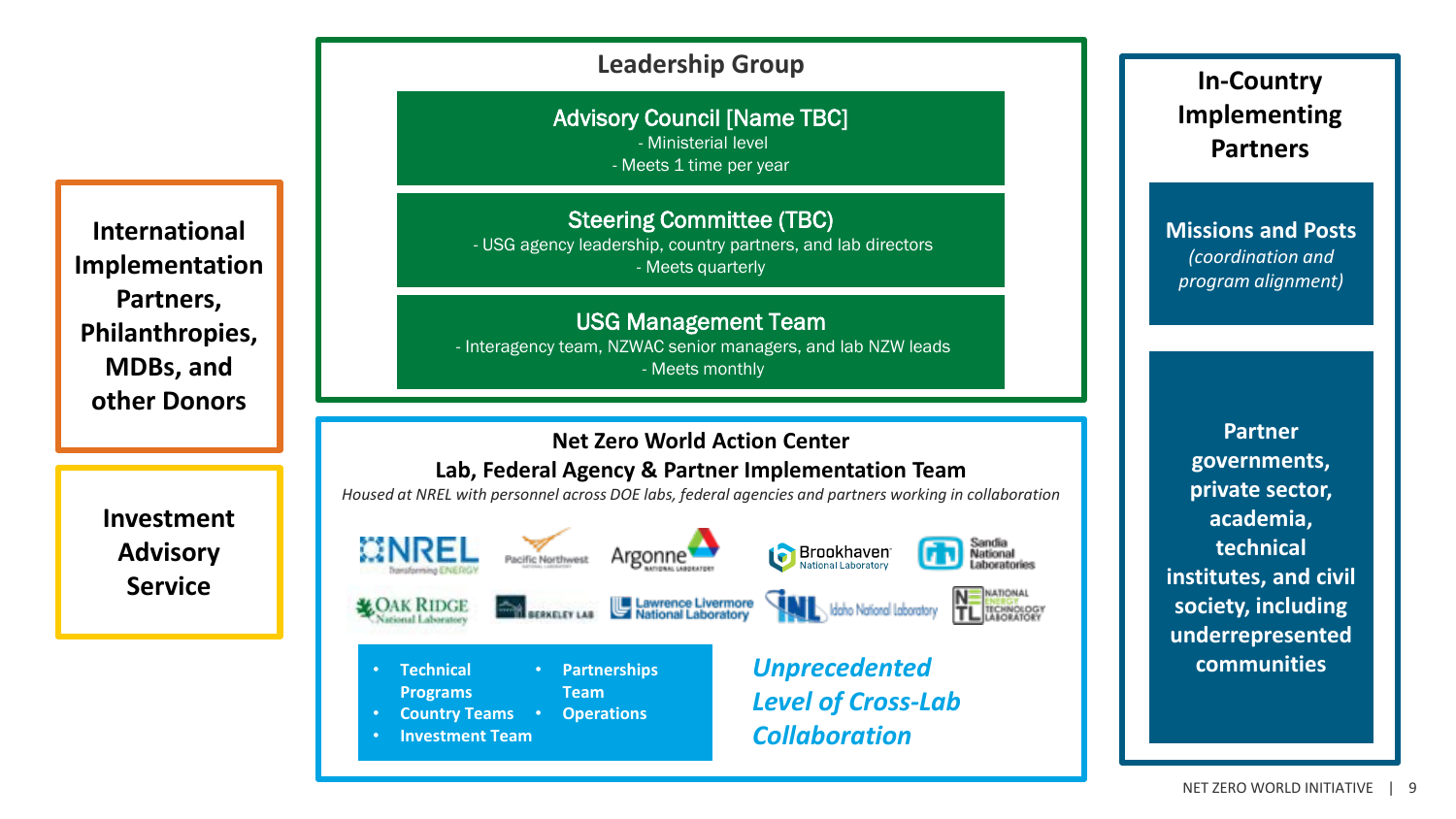**International Implementation Partners, Philanthropies, MDBs, and other Donors**

**Investment Advisory Service**

## Leadership Group

### Advisory Council [Name TBC]

- Ministerial level
- Meets 1 time per year

### Steering Committee (TBC)

- USG agency leadership, country partners, and lab directors
- Meets quarterly

### USG Management Team

- Interagency team, NZWAC senior managers, and lab NZW leads
- Meets monthly

## Net Zero World Action Center

## Lab, Federal Agency & Partner Implementation Team

*Housed at NREL with personnel across DOE labs, federal agencies and partners working in collaboration*

NREL, Pacific Northwest, Argonne, Brookhaven National Laboratory, Sandia National Laboratories, Oak Ridge National Laboratory, Berkeley Lab, Lawrence Livermore National Laboratory, Idaho National Laboratory, National Energy Technology Laboratory

- **Technical Programs**
- **Country Teams**
- **Investment Team**
- **Partnerships Team**
- **Operations**

***Unprecedented Level of Cross-Lab Collaboration***

## In-Country Implementing Partners

**Missions and Posts**
*(coordination and program alignment)*

**Partner governments, private sector, academia, technical institutes, and civil society, including underrepresented communities**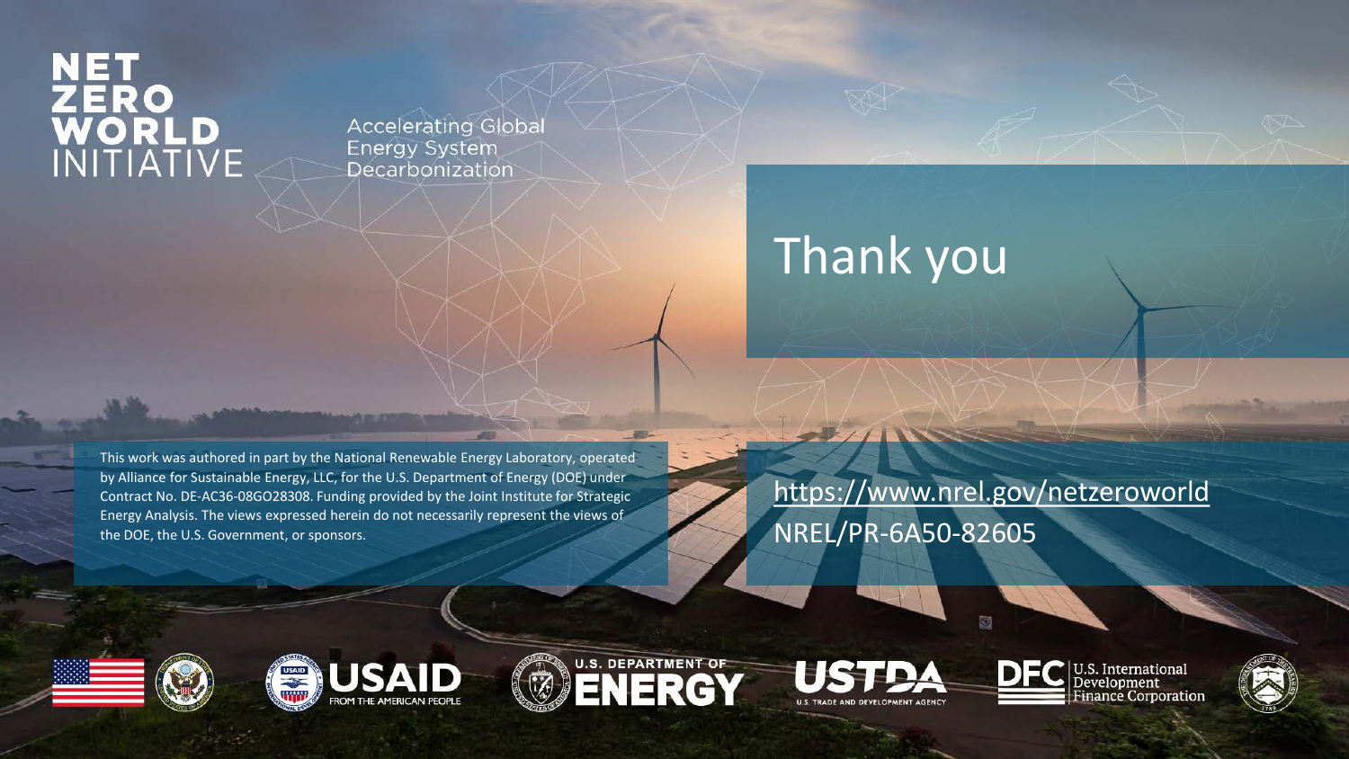NET ZERO WORLD INITIATIVE

Accelerating Global Energy System Decarbonization

# Thank you

This work was authored in part by the National Renewable Energy Laboratory, operated by Alliance for Sustainable Energy, LLC, for the U.S. Department of Energy (DOE) under Contract No. DE-AC36-08GO28308. Funding provided by the Joint Institute for Strategic Energy Analysis. The views expressed herein do not necessarily represent the views of the DOE, the U.S. Government, or sponsors.

https://www.nrel.gov/netzeroworld

NREL/PR-6A50-82605

USAID FROM THE AMERICAN PEOPLE

U.S. DEPARTMENT OF ENERGY

USTDA U.S. TRADE AND DEVELOPMENT AGENCY

DFC U.S. International Development Finance Corporation